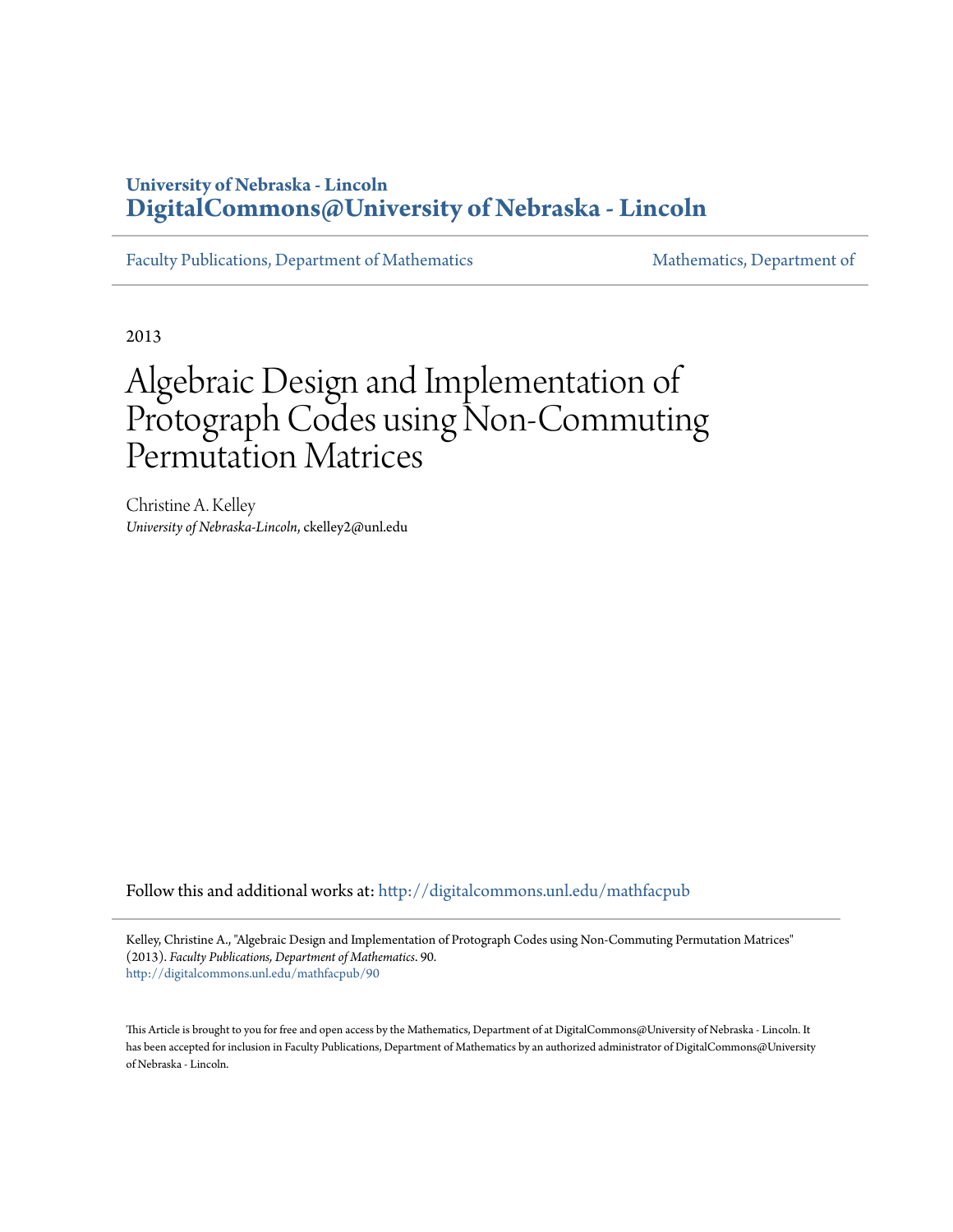University of Nebraska - Lincoln
**DigitalCommons@University of Nebraska - Lincoln**

Faculty Publications, Department of Mathematics | Mathematics, Department of

2013

# Algebraic Design and Implementation of Protograph Codes using Non-Commuting Permutation Matrices

Christine A. Kelley
*University of Nebraska-Lincoln*, ckelley2@unl.edu

Follow this and additional works at: http://digitalcommons.unl.edu/mathfacpub

Kelley, Christine A., "Algebraic Design and Implementation of Protograph Codes using Non-Commuting Permutation Matrices" (2013). *Faculty Publications, Department of Mathematics*. 90.
http://digitalcommons.unl.edu/mathfacpub/90

This Article is brought to you for free and open access by the Mathematics, Department of at DigitalCommons@University of Nebraska - Lincoln. It has been accepted for inclusion in Faculty Publications, Department of Mathematics by an authorized administrator of DigitalCommons@University of Nebraska - Lincoln.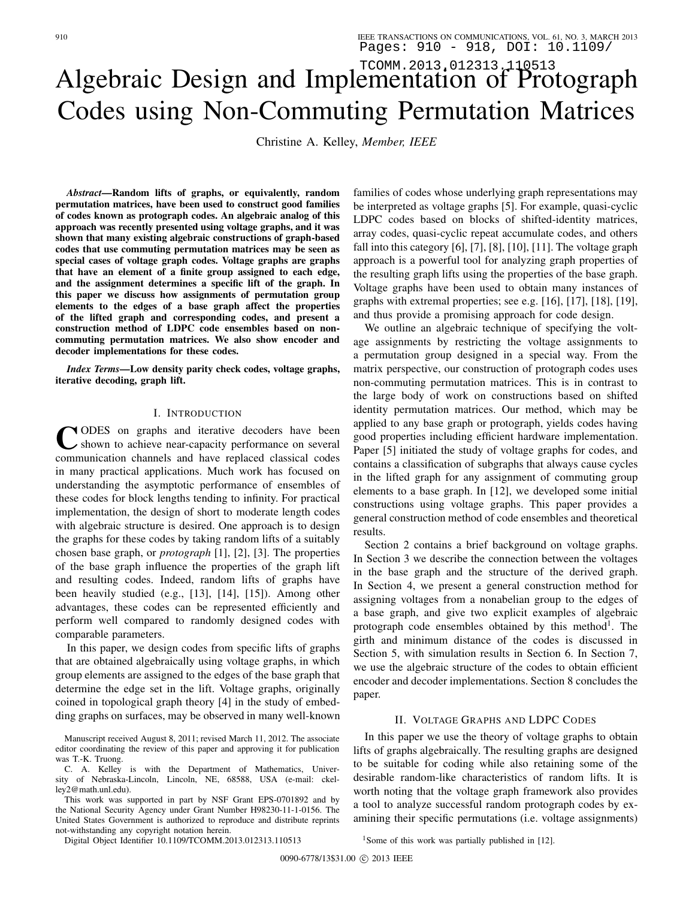# Algebraic Design and Implementation of Protograph Codes using Non-Commuting Permutation Matrices

Christine A. Kelley, *Member, IEEE*

***Abstract*—Random lifts of graphs, or equivalently, random permutation matrices, have been used to construct good families of codes known as protograph codes. An algebraic analog of this approach was recently presented using voltage graphs, and it was shown that many existing algebraic constructions of graph-based codes that use commuting permutation matrices may be seen as special cases of voltage graph codes. Voltage graphs are graphs that have an element of a finite group assigned to each edge, and the assignment determines a specific lift of the graph. In this paper we discuss how assignments of permutation group elements to the edges of a base graph affect the properties of the lifted graph and corresponding codes, and present a construction method of LDPC code ensembles based on non-commuting permutation matrices. We also show encoder and decoder implementations for these codes.**

***Index Terms*—Low density parity check codes, voltage graphs, iterative decoding, graph lift.**

## I. Introduction

Codes on graphs and iterative decoders have been shown to achieve near-capacity performance on several communication channels and have replaced classical codes in many practical applications. Much work has focused on understanding the asymptotic performance of ensembles of these codes for block lengths tending to infinity. For practical implementation, the design of short to moderate length codes with algebraic structure is desired. One approach is to design the graphs for these codes by taking random lifts of a suitably chosen base graph, or *protograph* [1], [2], [3]. The properties of the base graph influence the properties of the graph lift and resulting codes. Indeed, random lifts of graphs have been heavily studied (e.g., [13], [14], [15]). Among other advantages, these codes can be represented efficiently and perform well compared to randomly designed codes with comparable parameters.

In this paper, we design codes from specific lifts of graphs that are obtained algebraically using voltage graphs, in which group elements are assigned to the edges of the base graph that determine the edge set in the lift. Voltage graphs, originally coined in topological graph theory [4] in the study of embedding graphs on surfaces, may be observed in many well-known families of codes whose underlying graph representations may be interpreted as voltage graphs [5]. For example, quasi-cyclic LDPC codes based on blocks of shifted-identity matrices, array codes, quasi-cyclic repeat accumulate codes, and others fall into this category [6], [7], [8], [10], [11]. The voltage graph approach is a powerful tool for analyzing graph properties of the resulting graph lifts using the properties of the base graph. Voltage graphs have been used to obtain many instances of graphs with extremal properties; see e.g. [16], [17], [18], [19], and thus provide a promising approach for code design.

We outline an algebraic technique of specifying the voltage assignments by restricting the voltage assignments to a permutation group designed in a special way. From the matrix perspective, our construction of protograph codes uses non-commuting permutation matrices. This is in contrast to the large body of work on constructions based on shifted identity permutation matrices. Our method, which may be applied to any base graph or protograph, yields codes having good properties including efficient hardware implementation. Paper [5] initiated the study of voltage graphs for codes, and contains a classification of subgraphs that always cause cycles in the lifted graph for any assignment of commuting group elements to a base graph. In [12], we developed some initial constructions using voltage graphs. This paper provides a general construction method of code ensembles and theoretical results.

Section 2 contains a brief background on voltage graphs. In Section 3 we describe the connection between the voltages in the base graph and the structure of the derived graph. In Section 4, we present a general construction method for assigning voltages from a nonabelian group to the edges of a base graph, and give two explicit examples of algebraic protograph code ensembles obtained by this method[1]. The girth and minimum distance of the codes is discussed in Section 5, with simulation results in Section 6. In Section 7, we use the algebraic structure of the codes to obtain efficient encoder and decoder implementations. Section 8 concludes the paper.

## II. Voltage Graphs and LDPC Codes

In this paper we use the theory of voltage graphs to obtain lifts of graphs algebraically. The resulting graphs are designed to be suitable for coding while also retaining some of the desirable random-like characteristics of random lifts. It is worth noting that the voltage graph framework also provides a tool to analyze successful random protograph codes by examining their specific permutations (i.e. voltage assignments)

---

Manuscript received August 8, 2011; revised March 11, 2012. The associate editor coordinating the review of this paper and approving it for publication was T.-K. Truong.

C. A. Kelley is with the Department of Mathematics, University of Nebraska-Lincoln, Lincoln, NE, 68588, USA (e-mail: ckelley2@math.unl.edu).

This work was supported in part by NSF Grant EPS-0701892 and by the National Security Agency under Grant Number H98230-11-1-0156. The United States Government is authorized to reproduce and distribute reprints not-withstanding any copyright notation herein.

Digital Object Identifier 10.1109/TCOMM.2013.012313.110513

[1] Some of this work was partially published in [12].

0090-6778/13$31.00 © 2013 IEEE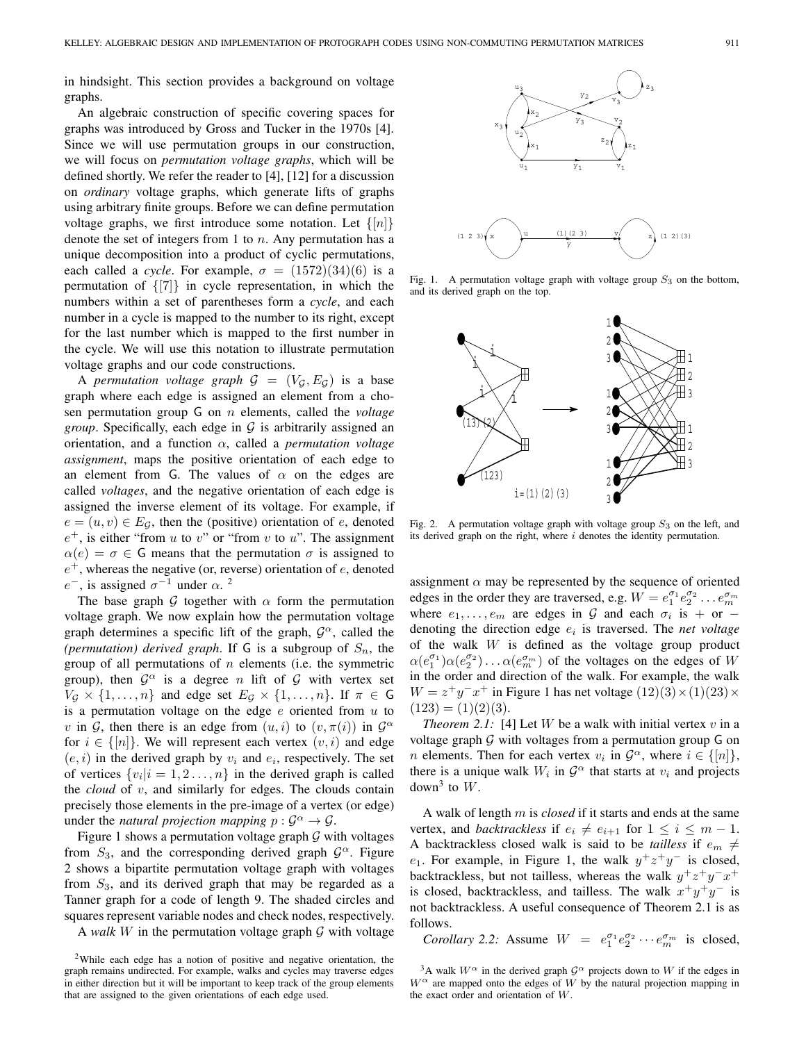in hindsight. This section provides a background on voltage graphs.

An algebraic construction of specific covering spaces for graphs was introduced by Gross and Tucker in the 1970s [4]. Since we will use permutation groups in our construction, we will focus on *permutation voltage graphs*, which will be defined shortly. We refer the reader to [4], [12] for a discussion on *ordinary* voltage graphs, which generate lifts of graphs using arbitrary finite groups. Before we can define permutation voltage graphs, we first introduce some notation. Let $\{[n]\}$ denote the set of integers from 1 to $n$. Any permutation has a unique decomposition into a product of cyclic permutations, each called a *cycle*. For example, $\sigma = (1572)(34)(6)$ is a permutation of $\{[7]\}$ in cycle representation, in which the numbers within a set of parentheses form a *cycle*, and each number in a cycle is mapped to the number to its right, except for the last number which is mapped to the first number in the cycle. We will use this notation to illustrate permutation voltage graphs and our code constructions.

A *permutation voltage graph* $\mathcal{G} = (V_{\mathcal{G}}, E_{\mathcal{G}})$ is a base graph where each edge is assigned an element from a chosen permutation group $\mathsf{G}$ on $n$ elements, called the *voltage group*. Specifically, each edge in $\mathcal{G}$ is arbitrarily assigned an orientation, and a function $\alpha$, called a *permutation voltage assignment*, maps the positive orientation of each edge to an element from $\mathsf{G}$. The values of $\alpha$ on the edges are called *voltages*, and the negative orientation of each edge is assigned the inverse element of its voltage. For example, if $e = (u, v) \in E_{\mathcal{G}}$, then the (positive) orientation of $e$, denoted $e^+$, is either "from $u$ to $v$" or "from $v$ to $u$". The assignment $\alpha(e) = \sigma \in \mathsf{G}$ means that the permutation $\sigma$ is assigned to $e^+$, whereas the negative (or, reverse) orientation of $e$, denoted $e^-$, is assigned $\sigma^{-1}$ under $\alpha$. [2]

The base graph $\mathcal{G}$ together with $\alpha$ form the permutation voltage graph. We now explain how the permutation voltage graph determines a specific lift of the graph, $\mathcal{G}^\alpha$, called the *(permutation) derived graph*. If $\mathsf{G}$ is a subgroup of $S_n$, the group of all permutations of $n$ elements (i.e. the symmetric group), then $\mathcal{G}^\alpha$ is a degree $n$ lift of $\mathcal{G}$ with vertex set $V_{\mathcal{G}} \times \{1, \ldots, n\}$ and edge set $E_{\mathcal{G}} \times \{1, \ldots, n\}$. If $\pi \in \mathsf{G}$ is a permutation voltage on the edge $e$ oriented from $u$ to $v$ in $\mathcal{G}$, then there is an edge from $(u, i)$ to $(v, \pi(i))$ in $\mathcal{G}^\alpha$ for $i \in \{[n]\}$. We will represent each vertex $(v, i)$ and edge $(e, i)$ in the derived graph by $v_i$ and $e_i$, respectively. The set of vertices $\{v_i | i = 1, 2 \ldots, n\}$ in the derived graph is called the *cloud* of $v$, and similarly for edges. The clouds contain precisely those elements in the pre-image of a vertex (or edge) under the *natural projection mapping* $p : \mathcal{G}^\alpha \to \mathcal{G}$.

Figure 1 shows a permutation voltage graph $\mathcal{G}$ with voltages from $S_3$, and the corresponding derived graph $\mathcal{G}^\alpha$. Figure 2 shows a bipartite permutation voltage graph with voltages from $S_3$, and its derived graph that may be regarded as a Tanner graph for a code of length 9. The shaded circles and squares represent variable nodes and check nodes, respectively.

A *walk* $W$ in the permutation voltage graph $\mathcal{G}$ with voltage assignment $\alpha$ may be represented by the sequence of oriented edges in the order they are traversed, e.g. $W = e_1^{\sigma_1} e_2^{\sigma_2} \ldots e_m^{\sigma_m}$ where $e_1, \ldots, e_m$ are edges in $\mathcal{G}$ and each $\sigma_i$ is $+$ or $-$ denoting the direction edge $e_i$ is traversed. The *net voltage* of the walk $W$ is defined as the voltage group product $\alpha(e_1^{\sigma_1})\alpha(e_2^{\sigma_2}) \ldots \alpha(e_m^{\sigma_m})$ of the voltages on the edges of $W$ in the order and direction of the walk. For example, the walk $W = z^+ y^- x^+$ in Figure 1 has net voltage $(12)(3) \times (1)(23) \times (123) = (1)(2)(3)$.

Fig. 1. A permutation voltage graph with voltage group $S_3$ on the bottom, and its derived graph on the top.

Fig. 2. A permutation voltage graph with voltage group $S_3$ on the left, and its derived graph on the right, where $i$ denotes the identity permutation.

*Theorem 2.1:* [4] Let $W$ be a walk with initial vertex $v$ in a voltage graph $\mathcal{G}$ with voltages from a permutation group $\mathsf{G}$ on $n$ elements. Then for each vertex $v_i$ in $\mathcal{G}^\alpha$, where $i \in \{[n]\}$, there is a unique walk $W_i$ in $\mathcal{G}^\alpha$ that starts at $v_i$ and projects down[3] to $W$.

A walk of length $m$ is *closed* if it starts and ends at the same vertex, and *backtrackless* if $e_i \neq e_{i+1}$ for $1 \leq i \leq m-1$. A backtrackless closed walk is said to be *tailless* if $e_m \neq e_1$. For example, in Figure 1, the walk $y^+ z^+ y^-$ is closed, backtrackless, but not tailless, whereas the walk $y^+ z^+ y^- x^+$ is closed, backtrackless, and tailless. The walk $x^+ y^+ y^-$ is not backtrackless. A useful consequence of Theorem 2.1 is as follows.

*Corollary 2.2:* Assume $W = e_1^{\sigma_1} e_2^{\sigma_2} \cdots e_m^{\sigma_m}$ is closed,

[2] While each edge has a notion of positive and negative orientation, the graph remains undirected. For example, walks and cycles may traverse edges in either direction but it will be important to keep track of the group elements that are assigned to the given orientations of each edge used.

[3] A walk $W^\alpha$ in the derived graph $\mathcal{G}^\alpha$ projects down to $W$ if the edges in $W^\alpha$ are mapped onto the edges of $W$ by the natural projection mapping in the exact order and orientation of $W$.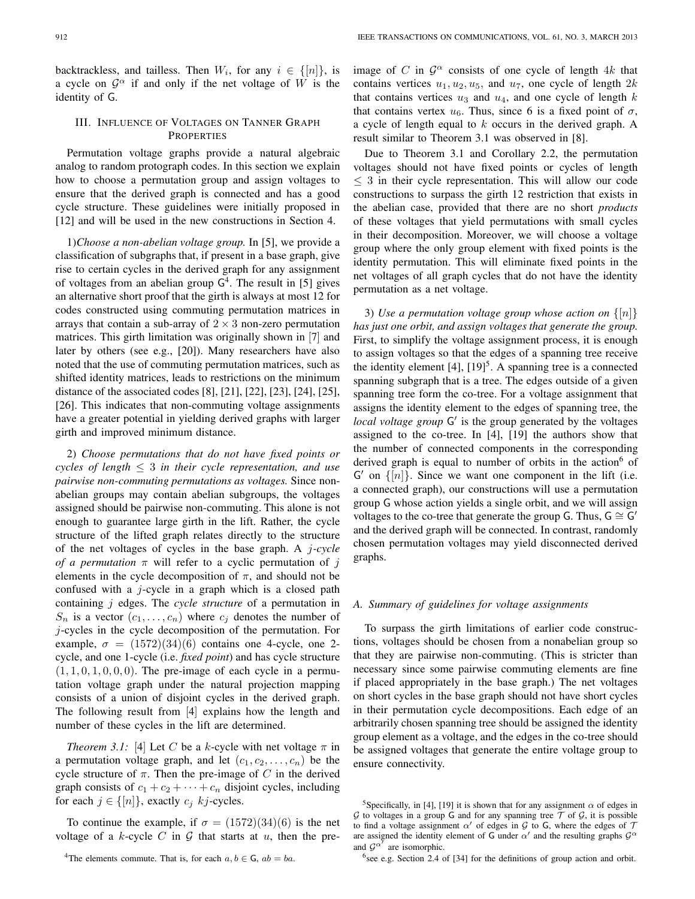backtrackless, and tailless. Then $W_i$, for any $i \in \{[n]\}$, is a cycle on $\mathcal{G}^\alpha$ if and only if the net voltage of $W$ is the identity of $\mathsf{G}$.

## III. Influence of Voltages on Tanner Graph Properties

Permutation voltage graphs provide a natural algebraic analog to random protograph codes. In this section we explain how to choose a permutation group and assign voltages to ensure that the derived graph is connected and has a good cycle structure. These guidelines were initially proposed in [12] and will be used in the new constructions in Section 4.

1) *Choose a non-abelian voltage group.* In [5], we provide a classification of subgraphs that, if present in a base graph, give rise to certain cycles in the derived graph for any assignment of voltages from an abelian group $\mathsf{G}$[4]. The result in [5] gives an alternative short proof that the girth is always at most 12 for codes constructed using commuting permutation matrices in arrays that contain a sub-array of $2 \times 3$ non-zero permutation matrices. This girth limitation was originally shown in [7] and later by others (see e.g., [20]). Many researchers have also noted that the use of commuting permutation matrices, such as shifted identity matrices, leads to restrictions on the minimum distance of the associated codes [8], [21], [22], [23], [24], [25], [26]. This indicates that non-commuting voltage assignments have a greater potential in yielding derived graphs with larger girth and improved minimum distance.

2) *Choose permutations that do not have fixed points or cycles of length $\leq 3$ in their cycle representation, and use pairwise non-commuting permutations as voltages.* Since non-abelian groups may contain abelian subgroups, the voltages assigned should be pairwise non-commuting. This alone is not enough to guarantee large girth in the lift. Rather, the cycle structure of the lifted graph relates directly to the structure of the net voltages of cycles in the base graph. A *$j$-cycle of a permutation* $\pi$ will refer to a cyclic permutation of $j$ elements in the cycle decomposition of $\pi$, and should not be confused with a $j$-cycle in a graph which is a closed path containing $j$ edges. The *cycle structure* of a permutation in $S_n$ is a vector $(c_1, \ldots, c_n)$ where $c_j$ denotes the number of $j$-cycles in the cycle decomposition of the permutation. For example, $\sigma = (1572)(34)(6)$ contains one 4-cycle, one 2-cycle, and one 1-cycle (i.e. *fixed point*) and has cycle structure $(1, 1, 0, 1, 0, 0, 0)$. The pre-image of each cycle in a permutation voltage graph under the natural projection mapping consists of a union of disjoint cycles in the derived graph. The following result from [4] explains how the length and number of these cycles in the lift are determined.

*Theorem 3.1:* [4] Let $C$ be a $k$-cycle with net voltage $\pi$ in a permutation voltage graph, and let $(c_1, c_2, \ldots, c_n)$ be the cycle structure of $\pi$. Then the pre-image of $C$ in the derived graph consists of $c_1 + c_2 + \cdots + c_n$ disjoint cycles, including for each $j \in \{[n]\}$, exactly $c_j$ $kj$-cycles.

To continue the example, if $\sigma = (1572)(34)(6)$ is the net voltage of a $k$-cycle $C$ in $\mathcal{G}$ that starts at $u$, then the pre-image of $C$ in $\mathcal{G}^\alpha$ consists of one cycle of length $4k$ that contains vertices $u_1, u_2, u_5$, and $u_7$, one cycle of length $2k$ that contains vertices $u_3$ and $u_4$, and one cycle of length $k$ that contains vertex $u_6$. Thus, since 6 is a fixed point of $\sigma$, a cycle of length equal to $k$ occurs in the derived graph. A result similar to Theorem 3.1 was observed in [8].

Due to Theorem 3.1 and Corollary 2.2, the permutation voltages should not have fixed points or cycles of length $\leq 3$ in their cycle representation. This will allow our code constructions to surpass the girth 12 restriction that exists in the abelian case, provided that there are no short *products* of these voltages that yield permutations with small cycles in their decomposition. Moreover, we will choose a voltage group where the only group element with fixed points is the identity permutation. This will eliminate fixed points in the net voltages of all graph cycles that do not have the identity permutation as a net voltage.

3) *Use a permutation voltage group whose action on $\{[n]\}$ has just one orbit, and assign voltages that generate the group.* First, to simplify the voltage assignment process, it is enough to assign voltages so that the edges of a spanning tree receive the identity element [4], [19][5]. A spanning tree is a connected spanning subgraph that is a tree. The edges outside of a given spanning tree form the co-tree. For a voltage assignment that assigns the identity element to the edges of spanning tree, the *local voltage group* $\mathsf{G}'$ is the group generated by the voltages assigned to the co-tree. In [4], [19] the authors show that the number of connected components in the corresponding derived graph is equal to number of orbits in the action[6] of $\mathsf{G}'$ on $\{[n]\}$. Since we want one component in the lift (i.e. a connected graph), our constructions will use a permutation group $\mathsf{G}$ whose action yields a single orbit, and we will assign voltages to the co-tree that generate the group $\mathsf{G}$. Thus, $\mathsf{G} \cong \mathsf{G}'$ and the derived graph will be connected. In contrast, randomly chosen permutation voltages may yield disconnected derived graphs.

### A. Summary of guidelines for voltage assignments

To surpass the girth limitations of earlier code constructions, voltages should be chosen from a nonabelian group so that they are pairwise non-commuting. (This is stricter than necessary since some pairwise commuting elements are fine if placed appropriately in the base graph.) The net voltages on short cycles in the base graph should not have short cycles in their permutation cycle decompositions. Each edge of an arbitrarily chosen spanning tree should be assigned the identity group element as a voltage, and the edges in the co-tree should be assigned voltages that generate the entire voltage group to ensure connectivity.

---

[4] The elements commute. That is, for each $a, b \in \mathsf{G}$, $ab = ba$.

[5] Specifically, in [4], [19] it is shown that for any assignment $\alpha$ of edges in $\mathcal{G}$ to voltages in a group $\mathsf{G}$ and for any spanning tree $\mathcal{T}$ of $\mathcal{G}$, it is possible to find a voltage assignment $\alpha'$ of edges in $\mathcal{G}$ to $\mathsf{G}$, where the edges of $\mathcal{T}$ are assigned the identity element of $\mathsf{G}$ under $\alpha'$ and the resulting graphs $\mathcal{G}^\alpha$ and $\mathcal{G}^{\alpha'}$ are isomorphic.

[6] see e.g. Section 2.4 of [34] for the definitions of group action and orbit.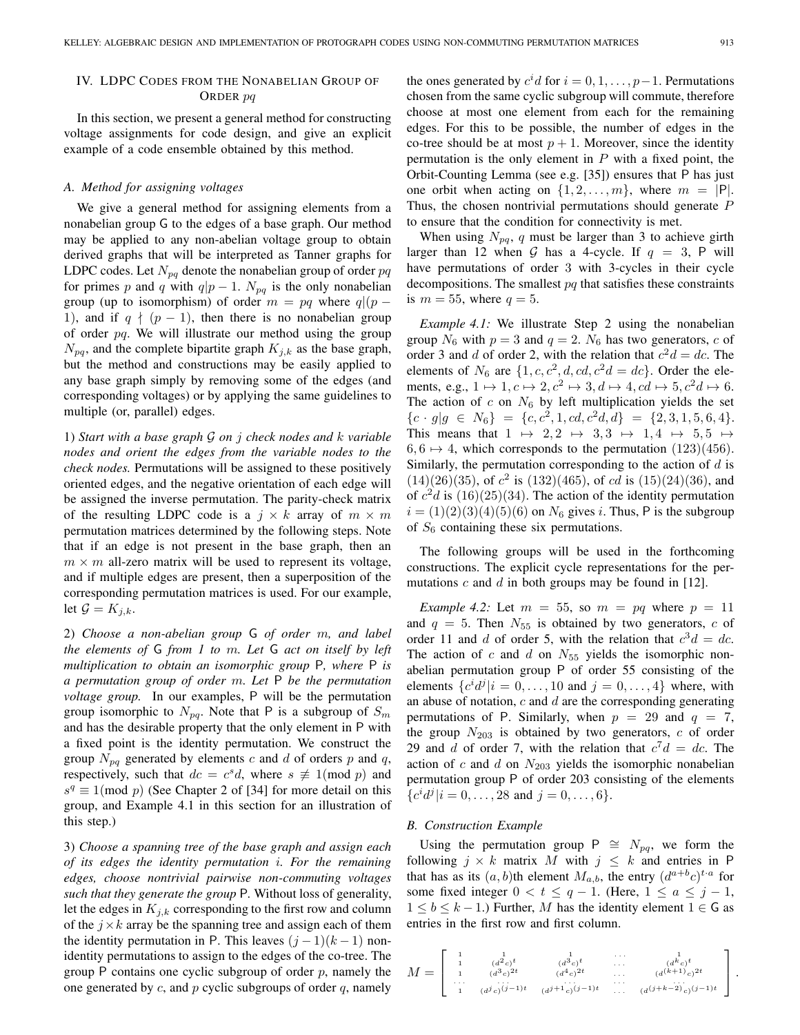## IV. LDPC Codes from the Nonabelian Group of Order $pq$

In this section, we present a general method for constructing voltage assignments for code design, and give an explicit example of a code ensemble obtained by this method.

### A. Method for assigning voltages

We give a general method for assigning elements from a nonabelian group $\mathsf{G}$ to the edges of a base graph. Our method may be applied to any non-abelian voltage group to obtain derived graphs that will be interpreted as Tanner graphs for LDPC codes. Let $N_{pq}$ denote the nonabelian group of order $pq$ for primes $p$ and $q$ with $q|p-1$. $N_{pq}$ is the only nonabelian group (up to isomorphism) of order $m = pq$ where $q|(p-1)$, and if $q \nmid (p-1)$, then there is no nonabelian group of order $pq$. We will illustrate our method using the group $N_{pq}$, and the complete bipartite graph $K_{j,k}$ as the base graph, but the method and constructions may be easily applied to any base graph simply by removing some of the edges (and corresponding voltages) or by applying the same guidelines to multiple (or, parallel) edges.

1) *Start with a base graph $\mathcal{G}$ on $j$ check nodes and $k$ variable nodes and orient the edges from the variable nodes to the check nodes.* Permutations will be assigned to these positively oriented edges, and the negative orientation of each edge will be assigned the inverse permutation. The parity-check matrix of the resulting LDPC code is a $j \times k$ array of $m \times m$ permutation matrices determined by the following steps. Note that if an edge is not present in the base graph, then an $m \times m$ all-zero matrix will be used to represent its voltage, and if multiple edges are present, then a superposition of the corresponding permutation matrices is used. For our example, let $\mathcal{G} = K_{j,k}$.

2) *Choose a non-abelian group $\mathsf{G}$ of order $m$, and label the elements of $\mathsf{G}$ from 1 to $m$. Let $\mathsf{G}$ act on itself by left multiplication to obtain an isomorphic group $\mathsf{P}$, where $\mathsf{P}$ is a permutation group of order $m$. Let $\mathsf{P}$ be the permutation voltage group.* In our examples, $\mathsf{P}$ will be the permutation group isomorphic to $N_{pq}$. Note that $\mathsf{P}$ is a subgroup of $S_m$ and has the desirable property that the only element in $\mathsf{P}$ with a fixed point is the identity permutation. We construct the group $N_{pq}$ generated by elements $c$ and $d$ of orders $p$ and $q$, respectively, such that $dc = c^s d$, where $s \not\equiv 1 (\text{mod } p)$ and $s^q \equiv 1 (\text{mod } p)$ (See Chapter 2 of [34] for more detail on this group, and Example 4.1 in this section for an illustration of this step.)

3) *Choose a spanning tree of the base graph and assign each of its edges the identity permutation $i$. For the remaining edges, choose nontrivial pairwise non-commuting voltages such that they generate the group $\mathsf{P}$.* Without loss of generality, let the edges in $K_{j,k}$ corresponding to the first row and column of the $j \times k$ array be the spanning tree and assign each of them the identity permutation in $\mathsf{P}$. This leaves $(j-1)(k-1)$ non-identity permutations to assign to the edges of the co-tree. The group $\mathsf{P}$ contains one cyclic subgroup of order $p$, namely the one generated by $c$, and $p$ cyclic subgroups of order $q$, namely the ones generated by $c^i d$ for $i = 0, 1, \ldots, p-1$. Permutations chosen from the same cyclic subgroup will commute, therefore choose at most one element from each for the remaining edges. For this to be possible, the number of edges in the co-tree should be at most $p+1$. Moreover, since the identity permutation is the only element in $P$ with a fixed point, the Orbit-Counting Lemma (see e.g. [35]) ensures that $\mathsf{P}$ has just one orbit when acting on $\{1, 2, \ldots, m\}$, where $m = |\mathsf{P}|$. Thus, the chosen nontrivial permutations should generate $P$ to ensure that the condition for connectivity is met.

When using $N_{pq}$, $q$ must be larger than 3 to achieve girth larger than 12 when $\mathcal{G}$ has a 4-cycle. If $q = 3$, $\mathsf{P}$ will have permutations of order 3 with 3-cycles in their cycle decompositions. The smallest $pq$ that satisfies these constraints is $m = 55$, where $q = 5$.

*Example 4.1:* We illustrate Step 2 using the nonabelian group $N_6$ with $p = 3$ and $q = 2$. $N_6$ has two generators, $c$ of order 3 and $d$ of order 2, with the relation that $c^2 d = dc$. The elements of $N_6$ are $\{1, c, c^2, d, cd, c^2 d = dc\}$. Order the elements, e.g., $1 \mapsto 1, c \mapsto 2, c^2 \mapsto 3, d \mapsto 4, cd \mapsto 5, c^2 d \mapsto 6$. The action of $c$ on $N_6$ by left multiplication yields the set $\{c \cdot g | g \in N_6\} = \{c, c^2, 1, cd, c^2 d, d\} = \{2, 3, 1, 5, 6, 4\}$. This means that $1 \mapsto 2, 2 \mapsto 3, 3 \mapsto 1, 4 \mapsto 5, 5 \mapsto 6, 6 \mapsto 4$, which corresponds to the permutation $(123)(456)$. Similarly, the permutation corresponding to the action of $d$ is $(14)(26)(35)$, of $c^2$ is $(132)(465)$, of $cd$ is $(15)(24)(36)$, and of $c^2 d$ is $(16)(25)(34)$. The action of the identity permutation $i = (1)(2)(3)(4)(5)(6)$ on $N_6$ gives $i$. Thus, $\mathsf{P}$ is the subgroup of $S_6$ containing these six permutations.

The following groups will be used in the forthcoming constructions. The explicit cycle representations for the permutations $c$ and $d$ in both groups may be found in [12].

*Example 4.2:* Let $m = 55$, so $m = pq$ where $p = 11$ and $q = 5$. Then $N_{55}$ is obtained by two generators, $c$ of order 11 and $d$ of order 5, with the relation that $c^3 d = dc$. The action of $c$ and $d$ on $N_{55}$ yields the isomorphic nonabelian permutation group $\mathsf{P}$ of order 55 consisting of the elements $\{c^i d^j | i = 0, \ldots, 10 \text{ and } j = 0, \ldots, 4\}$ where, with an abuse of notation, $c$ and $d$ are the corresponding generating permutations of $\mathsf{P}$. Similarly, when $p = 29$ and $q = 7$, the group $N_{203}$ is obtained by two generators, $c$ of order 29 and $d$ of order 7, with the relation that $c^7 d = dc$. The action of $c$ and $d$ on $N_{203}$ yields the isomorphic nonabelian permutation group $\mathsf{P}$ of order 203 consisting of the elements $\{c^i d^j | i = 0, \ldots, 28 \text{ and } j = 0, \ldots, 6\}$.

### B. Construction Example

Using the permutation group $\mathsf{P} \cong N_{pq}$, we form the following $j \times k$ matrix $M$ with $j \leq k$ and entries in $\mathsf{P}$ that has as its $(a, b)$th element $M_{a,b}$, the entry $(d^{a+b} c)^{t \cdot a}$ for some fixed integer $0 < t \leq q-1$. (Here, $1 \leq a \leq j-1$, $1 \leq b \leq k-1$.) Further, $M$ has the identity element $1 \in \mathsf{G}$ as entries in the first row and first column.

$$M = \begin{bmatrix} 1 & 1 & 1 & \cdots & 1 \\ 1 & (d^2 c)^t & (d^3 c)^t & \cdots & (d^k c)^t \\ 1 & (d^3 c)^{2t} & (d^4 c)^{2t} & \cdots & (d^{(k+1)} c)^{2t} \\ \cdots & \cdots & \cdots & \cdots & \cdots \\ 1 & (d^j c)^{(j-1)t} & (d^{j+1} c)^{(j-1)t} & \cdots & (d^{(j+k-2)} c)^{(j-1)t} \end{bmatrix}.$$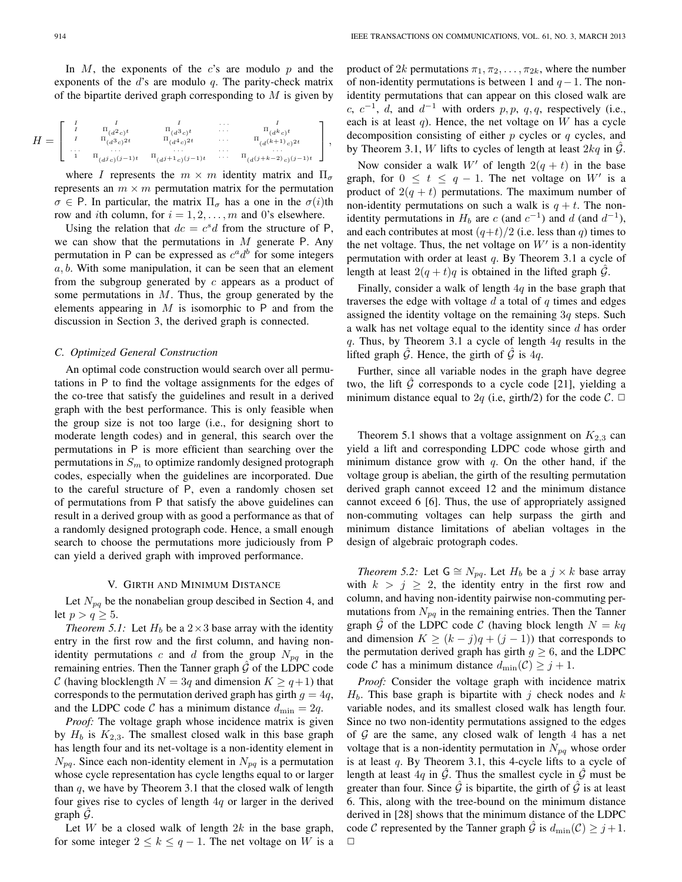In $M$, the exponents of the $c$'s are modulo $p$ and the exponents of the $d$'s are modulo $q$. The parity-check matrix of the bipartite derived graph corresponding to $M$ is given by

$$H = \begin{bmatrix} I & I & I & \cdots & I \\ I & \Pi_{(d^2c)^t} & \Pi_{(d^3c)^t} & \cdots & \Pi_{(d^kc)^t} \\ I & \Pi_{(d^3c)^{2t}} & \Pi_{(d^4c)^{2t}} & \cdots & \Pi_{(d^{(k+1)}c)^{2t}} \\ \cdots & \cdots & \cdots & \cdots & \cdots \\ I & \Pi_{(d^jc)^{(j-1)t}} & \Pi_{(d^{j+1}c)^{(j-1)t}} & \cdots & \Pi_{(d^{(j+k-2)}c)^{(j-1)t}} \end{bmatrix},$$

where $I$ represents the $m \times m$ identity matrix and $\Pi_\sigma$ represents an $m \times m$ permutation matrix for the permutation $\sigma \in \mathsf{P}$. In particular, the matrix $\Pi_\sigma$ has a one in the $\sigma(i)$th row and $i$th column, for $i = 1, 2, \ldots, m$ and 0's elsewhere.

Using the relation that $dc = c^s d$ from the structure of $\mathsf{P}$, we can show that the permutations in $M$ generate $\mathsf{P}$. Any permutation in $\mathsf{P}$ can be expressed as $c^a d^b$ for some integers $a, b$. With some manipulation, it can be seen that an element from the subgroup generated by $c$ appears as a product of some permutations in $M$. Thus, the group generated by the elements appearing in $M$ is isomorphic to $\mathsf{P}$ and from the discussion in Section 3, the derived graph is connected.

### C. Optimized General Construction

An optimal code construction would search over all permutations in $\mathsf{P}$ to find the voltage assignments for the edges of the co-tree that satisfy the guidelines and result in a derived graph with the best performance. This is only feasible when the group size is not too large (i.e., for designing short to moderate length codes) and in general, this search over the permutations in $\mathsf{P}$ is more efficient than searching over the permutations in $S_m$ to optimize randomly designed protograph codes, especially when the guidelines are incorporated. Due to the careful structure of $\mathsf{P}$, even a randomly chosen set of permutations from $\mathsf{P}$ that satisfy the above guidelines can result in a derived group with as good a performance as that of a randomly designed protograph code. Hence, a small enough search to choose the permutations more judiciously from $\mathsf{P}$ can yield a derived graph with improved performance.

## V. Girth and Minimum Distance

Let $N_{pq}$ be the nonabelian group descibed in Section 4, and let $p > q \geq 5$.

*Theorem 5.1:* Let $H_b$ be a $2 \times 3$ base array with the identity entry in the first row and the first column, and having non-identity permutations $c$ and $d$ from the group $N_{pq}$ in the remaining entries. Then the Tanner graph $\hat{\mathcal{G}}$ of the LDPC code $\mathcal{C}$ (having blocklength $N = 3q$ and dimension $K \geq q+1$) that corresponds to the permutation derived graph has girth $g = 4q$, and the LDPC code $\mathcal{C}$ has a minimum distance $d_{\min} = 2q$.

*Proof:* The voltage graph whose incidence matrix is given by $H_b$ is $K_{2,3}$. The smallest closed walk in this base graph has length four and its net-voltage is a non-identity element in $N_{pq}$. Since each non-identity element in $N_{pq}$ is a permutation whose cycle representation has cycle lengths equal to or larger than $q$, we have by Theorem 3.1 that the closed walk of length four gives rise to cycles of length $4q$ or larger in the derived graph $\hat{\mathcal{G}}$.

Let $W$ be a closed walk of length $2k$ in the base graph, for some integer $2 \leq k \leq q-1$. The net voltage on $W$ is a product of $2k$ permutations $\pi_1, \pi_2, \ldots, \pi_{2k}$, where the number of non-identity permutations is between 1 and $q-1$. The non-identity permutations that can appear on this closed walk are $c$, $c^{-1}$, $d$, and $d^{-1}$ with orders $p, p, q, q$, respectively (i.e., each is at least $q$). Hence, the net voltage on $W$ has a cycle decomposition consisting of either $p$ cycles or $q$ cycles, and by Theorem 3.1, $W$ lifts to cycles of length at least $2kq$ in $\hat{\mathcal{G}}$.

Now consider a walk $W'$ of length $2(q+t)$ in the base graph, for $0 \leq t \leq q-1$. The net voltage on $W'$ is a product of $2(q+t)$ permutations. The maximum number of non-identity permutations on such a walk is $q+t$. The non-identity permutations in $H_b$ are $c$ (and $c^{-1}$) and $d$ (and $d^{-1}$), and each contributes at most $(q+t)/2$ (i.e. less than $q$) times to the net voltage. Thus, the net voltage on $W'$ is a non-identity permutation with order at least $q$. By Theorem 3.1 a cycle of length at least $2(q+t)q$ is obtained in the lifted graph $\hat{\mathcal{G}}$.

Finally, consider a walk of length $4q$ in the base graph that traverses the edge with voltage $d$ a total of $q$ times and edges assigned the identity voltage on the remaining $3q$ steps. Such a walk has net voltage equal to the identity since $d$ has order $q$. Thus, by Theorem 3.1 a cycle of length $4q$ results in the lifted graph $\hat{\mathcal{G}}$. Hence, the girth of $\hat{\mathcal{G}}$ is $4q$.

Further, since all variable nodes in the graph have degree two, the lift $\hat{\mathcal{G}}$ corresponds to a cycle code [21], yielding a minimum distance equal to $2q$ (i.e, girth/2) for the code $\mathcal{C}$. □

Theorem 5.1 shows that a voltage assignment on $K_{2,3}$ can yield a lift and corresponding LDPC code whose girth and minimum distance grow with $q$. On the other hand, if the voltage group is abelian, the girth of the resulting permutation derived graph cannot exceed 12 and the minimum distance cannot exceed 6 [6]. Thus, the use of appropriately assigned non-commuting voltages can help surpass the girth and minimum distance limitations of abelian voltages in the design of algebraic protograph codes.

*Theorem 5.2:* Let $\mathsf{G} \cong N_{pq}$. Let $H_b$ be a $j \times k$ base array with $k > j \geq 2$, the identity entry in the first row and column, and having non-identity pairwise non-commuting permutations from $N_{pq}$ in the remaining entries. Then the Tanner graph $\hat{\mathcal{G}}$ of the LDPC code $\mathcal{C}$ (having block length $N = kq$ and dimension $K \geq (k-j)q + (j-1))$ that corresponds to the permutation derived graph has girth $g \geq 6$, and the LDPC code $\mathcal{C}$ has a minimum distance $d_{\min}(\mathcal{C}) \geq j+1$.

*Proof:* Consider the voltage graph with incidence matrix $H_b$. This base graph is bipartite with $j$ check nodes and $k$ variable nodes, and its smallest closed walk has length four. Since no two non-identity permutations assigned to the edges of $\mathcal{G}$ are the same, any closed walk of length 4 has a net voltage that is a non-identity permutation in $N_{pq}$ whose order is at least $q$. By Theorem 3.1, this 4-cycle lifts to a cycle of length at least $4q$ in $\hat{\mathcal{G}}$. Thus the smallest cycle in $\hat{\mathcal{G}}$ must be greater than four. Since $\hat{\mathcal{G}}$ is bipartite, the girth of $\hat{\mathcal{G}}$ is at least 6. This, along with the tree-bound on the minimum distance derived in [28] shows that the minimum distance of the LDPC code $\mathcal{C}$ represented by the Tanner graph $\hat{\mathcal{G}}$ is $d_{\min}(\mathcal{C}) \geq j+1$. □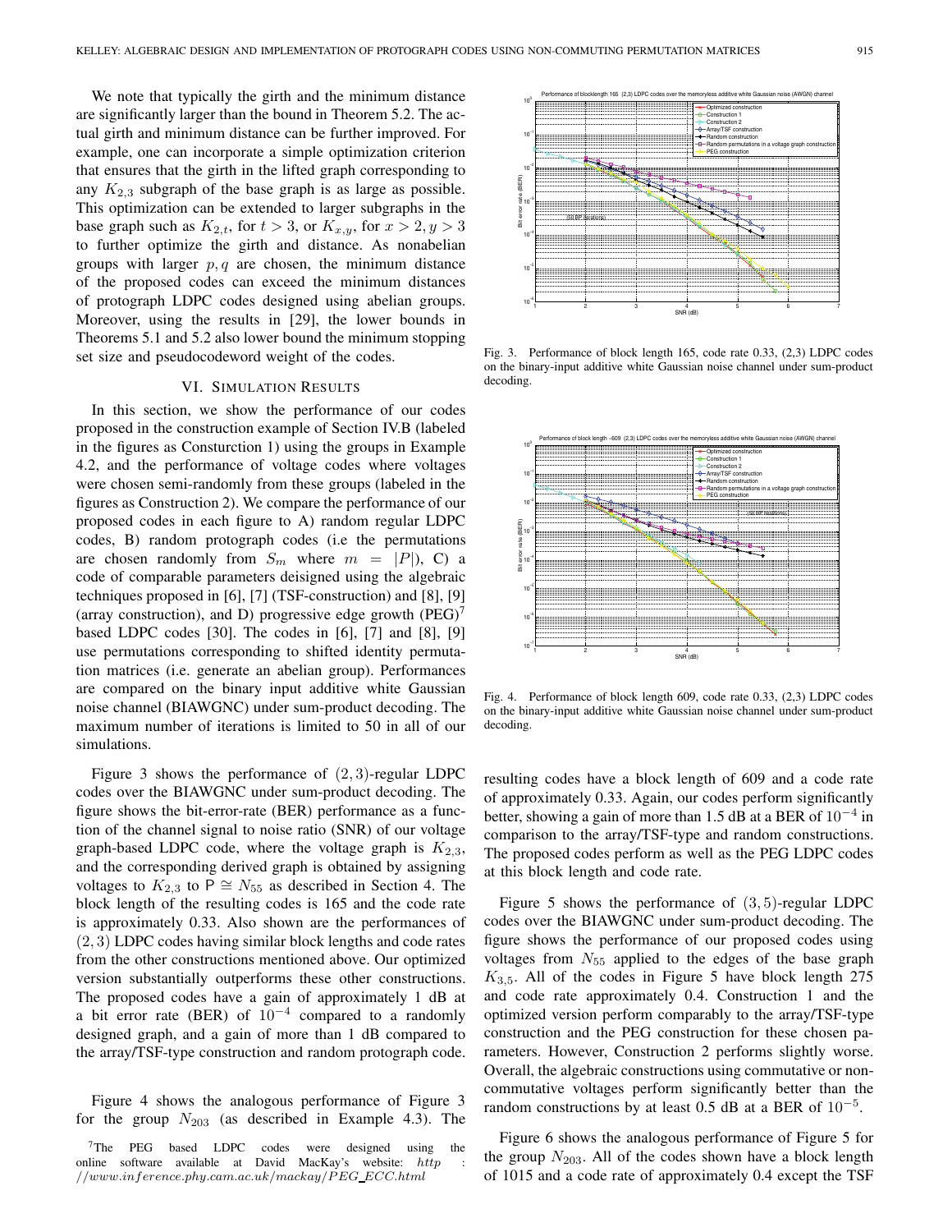We note that typically the girth and the minimum distance are significantly larger than the bound in Theorem 5.2. The actual girth and minimum distance can be further improved. For example, one can incorporate a simple optimization criterion that ensures that the girth in the lifted graph corresponding to any $K_{2,3}$ subgraph of the base graph is as large as possible. This optimization can be extended to larger subgraphs in the base graph such as $K_{2,t}$, for $t > 3$, or $K_{x,y}$, for $x > 2, y > 3$ to further optimize the girth and distance. As nonabelian groups with larger $p, q$ are chosen, the minimum distance of the proposed codes can exceed the minimum distances of protograph LDPC codes designed using abelian groups. Moreover, using the results in [29], the lower bounds in Theorems 5.1 and 5.2 also lower bound the minimum stopping set size and pseudocodeword weight of the codes.

## VI. Simulation Results

In this section, we show the performance of our codes proposed in the construction example of Section IV.B (labeled in the figures as Consturction 1) using the groups in Example 4.2, and the performance of voltage codes where voltages were chosen semi-randomly from these groups (labeled in the figures as Construction 2). We compare the performance of our proposed codes in each figure to A) random regular LDPC codes, B) random protograph codes (i.e the permutations are chosen randomly from $S_m$ where $m = |P|$), C) a code of comparable parameters deisigned using the algebraic techniques proposed in [6], [7] (TSF-construction) and [8], [9] (array construction), and D) progressive edge growth (PEG)[7] based LDPC codes [30]. The codes in [6], [7] and [8], [9] use permutations corresponding to shifted identity permutation matrices (i.e. generate an abelian group). Performances are compared on the binary input additive white Gaussian noise channel (BIAWGNC) under sum-product decoding. The maximum number of iterations is limited to 50 in all of our simulations.

Figure 3 shows the performance of $(2, 3)$-regular LDPC codes over the BIAWGNC under sum-product decoding. The figure shows the bit-error-rate (BER) performance as a function of the channel signal to noise ratio (SNR) of our voltage graph-based LDPC code, where the voltage graph is $K_{2,3}$, and the corresponding derived graph is obtained by assigning voltages to $K_{2,3}$ to $\mathsf{P} \cong N_{55}$ as described in Section 4. The block length of the resulting codes is 165 and the code rate is approximately 0.33. Also shown are the performances of $(2, 3)$ LDPC codes having similar block lengths and code rates from the other constructions mentioned above. Our optimized version substantially outperforms these other constructions. The proposed codes have a gain of approximately 1 dB at a bit error rate (BER) of $10^{-4}$ compared to a randomly designed graph, and a gain of more than 1 dB compared to the array/TSF-type construction and random protograph code.

Figure 4 shows the analogous performance of Figure 3 for the group $N_{203}$ (as described in Example 4.3). The resulting codes have a block length of 609 and a code rate of approximately 0.33. Again, our codes perform significantly better, showing a gain of more than 1.5 dB at a BER of $10^{-4}$ in comparison to the array/TSF-type and random constructions. The proposed codes perform as well as the PEG LDPC codes at this block length and code rate.

Figure 5 shows the performance of $(3, 5)$-regular LDPC codes over the BIAWGNC under sum-product decoding. The figure shows the performance of our proposed codes using voltages from $N_{55}$ applied to the edges of the base graph $K_{3,5}$. All of the codes in Figure 5 have block length 275 and code rate approximately 0.4. Construction 1 and the optimized version perform comparably to the array/TSF-type construction and the PEG construction for these chosen parameters. However, Construction 2 performs slightly worse. Overall, the algebraic constructions using commutative or non-commutative voltages perform significantly better than the random constructions by at least 0.5 dB at a BER of $10^{-5}$.

Figure 6 shows the analogous performance of Figure 5 for the group $N_{203}$. All of the codes shown have a block length of 1015 and a code rate of approximately 0.4 except the TSF

Fig. 3. Performance of block length 165, code rate 0.33, (2,3) LDPC codes on the binary-input additive white Gaussian noise channel under sum-product decoding.

Fig. 4. Performance of block length 609, code rate 0.33, (2,3) LDPC codes on the binary-input additive white Gaussian noise channel under sum-product decoding.

[7]The PEG based LDPC codes were designed using the online software available at David MacKay's website: $http://www.inference.phy.cam.ac.uk/mackay/PEG\_ECC.html$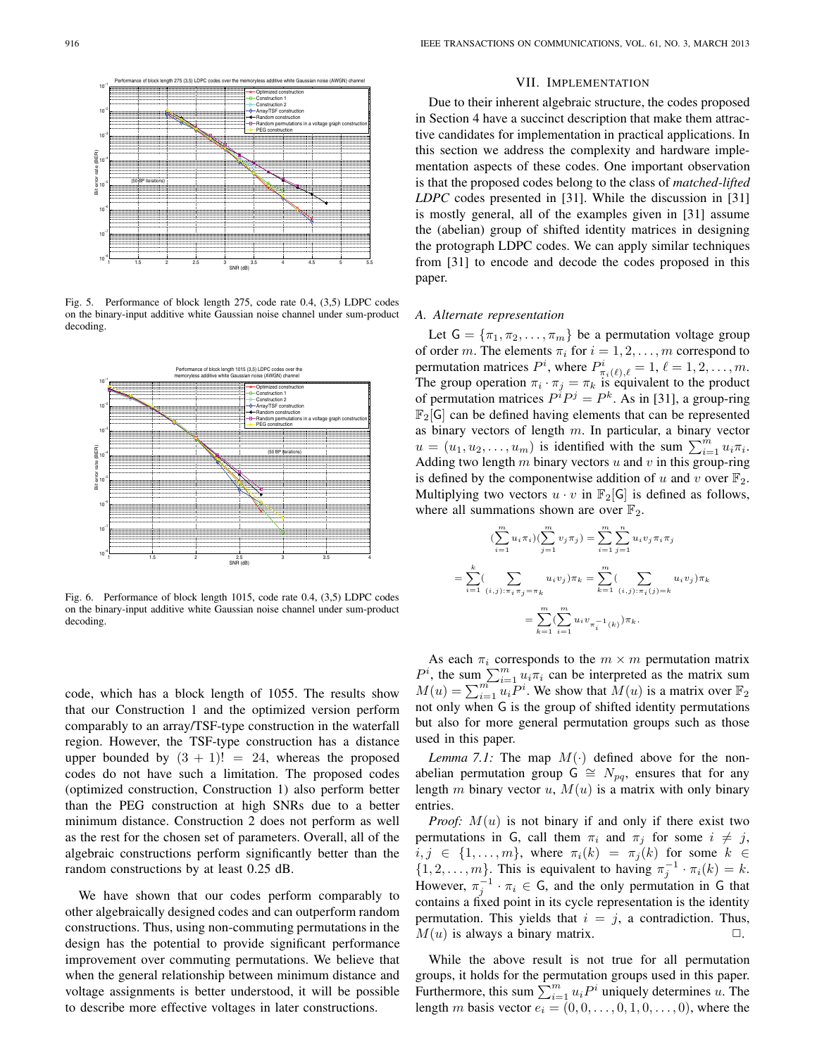Fig. 5. Performance of block length 275, code rate 0.4, (3,5) LDPC codes on the binary-input additive white Gaussian noise channel under sum-product decoding.

Fig. 6. Performance of block length 1015, code rate 0.4, (3,5) LDPC codes on the binary-input additive white Gaussian noise channel under sum-product decoding.

code, which has a block length of 1055. The results show that our Construction 1 and the optimized version perform comparably to an array/TSF-type construction in the waterfall region. However, the TSF-type construction has a distance upper bounded by $(3+1)! = 24$, whereas the proposed codes do not have such a limitation. The proposed codes (optimized construction, Construction 1) also perform better than the PEG construction at high SNRs due to a better minimum distance. Construction 2 does not perform as well as the rest for the chosen set of parameters. Overall, all of the algebraic constructions perform significantly better than the random constructions by at least 0.25 dB.

We have shown that our codes perform comparably to other algebraically designed codes and can outperform random constructions. Thus, using non-commuting permutations in the design has the potential to provide significant performance improvement over commuting permutations. We believe that when the general relationship between minimum distance and voltage assignments is better understood, it will be possible to describe more effective voltages in later constructions.

## VII. Implementation

Due to their inherent algebraic structure, the codes proposed in Section 4 have a succinct description that make them attractive candidates for implementation in practical applications. In this section we address the complexity and hardware implementation aspects of these codes. One important observation is that the proposed codes belong to the class of *matched-lifted LDPC* codes presented in [31]. While the discussion in [31] is mostly general, all of the examples given in [31] assume the (abelian) group of shifted identity matrices in designing the protograph LDPC codes. We can apply similar techniques from [31] to encode and decode the codes proposed in this paper.

### A. Alternate representation

Let $\mathsf{G} = \{\pi_1, \pi_2, \ldots, \pi_m\}$ be a permutation voltage group of order $m$. The elements $\pi_i$ for $i = 1, 2, \ldots, m$ correspond to permutation matrices $P^i$, where $P^i_{\pi_i(\ell),\ell} = 1$, $\ell = 1, 2, \ldots, m$. The group operation $\pi_i \cdot \pi_j = \pi_k$ is equivalent to the product of permutation matrices $P^i P^j = P^k$. As in [31], a group-ring $\mathbb{F}_2[\mathsf{G}]$ can be defined having elements that can be represented as binary vectors of length $m$. In particular, a binary vector $u = (u_1, u_2, \ldots, u_m)$ is identified with the sum $\sum_{i=1}^m u_i \pi_i$. Adding two length $m$ binary vectors $u$ and $v$ in this group-ring is defined by the componentwise addition of $u$ and $v$ over $\mathbb{F}_2$. Multiplying two vectors $u \cdot v$ in $\mathbb{F}_2[\mathsf{G}]$ is defined as follows, where all summations shown are over $\mathbb{F}_2$.

$$(\sum_{i=1}^m u_i \pi_i)(\sum_{j=1}^m v_j \pi_j) = \sum_{i=1}^m \sum_{j=1}^n u_i v_j \pi_i \pi_j$$

$$= \sum_{i=1}^k (\sum_{(i,j):\pi_i \pi_j = \pi_k} u_i v_j) \pi_k = \sum_{k=1}^m (\sum_{(i,j):\pi_i(j)=k} u_i v_j) \pi_k$$

$$= \sum_{k=1}^m (\sum_{i=1}^m u_i v_{\pi_i^{-1}(k)}) \pi_k.$$

As each $\pi_i$ corresponds to the $m \times m$ permutation matrix $P^i$, the sum $\sum_{i=1}^m u_i \pi_i$ can be interpreted as the matrix sum $M(u) = \sum_{i=1}^m u_i P^i$. We show that $M(u)$ is a matrix over $\mathbb{F}_2$ not only when $\mathsf{G}$ is the group of shifted identity permutations but also for more general permutation groups such as those used in this paper.

*Lemma 7.1:* The map $M(\cdot)$ defined above for the non-abelian permutation group $\mathsf{G} \cong N_{pq}$, ensures that for any length $m$ binary vector $u$, $M(u)$ is a matrix with only binary entries.

*Proof:* $M(u)$ is not binary if and only if there exist two permutations in $\mathsf{G}$, call them $\pi_i$ and $\pi_j$ for some $i \neq j$, $i, j \in \{1, \ldots, m\}$, where $\pi_i(k) = \pi_j(k)$ for some $k \in \{1, 2, \ldots, m\}$. This is equivalent to having $\pi_j^{-1} \cdot \pi_i(k) = k$. However, $\pi_j^{-1} \cdot \pi_i \in \mathsf{G}$, and the only permutation in $\mathsf{G}$ that contains a fixed point in its cycle representation is the identity permutation. This yields that $i = j$, a contradiction. Thus, $M(u)$ is always a binary matrix. □.

While the above result is not true for all permutation groups, it holds for the permutation groups used in this paper. Furthermore, this sum $\sum_{i=1}^m u_i P^i$ uniquely determines $u$. The length $m$ basis vector $e_i = (0, 0, \ldots, 0, 1, 0, \ldots, 0)$, where the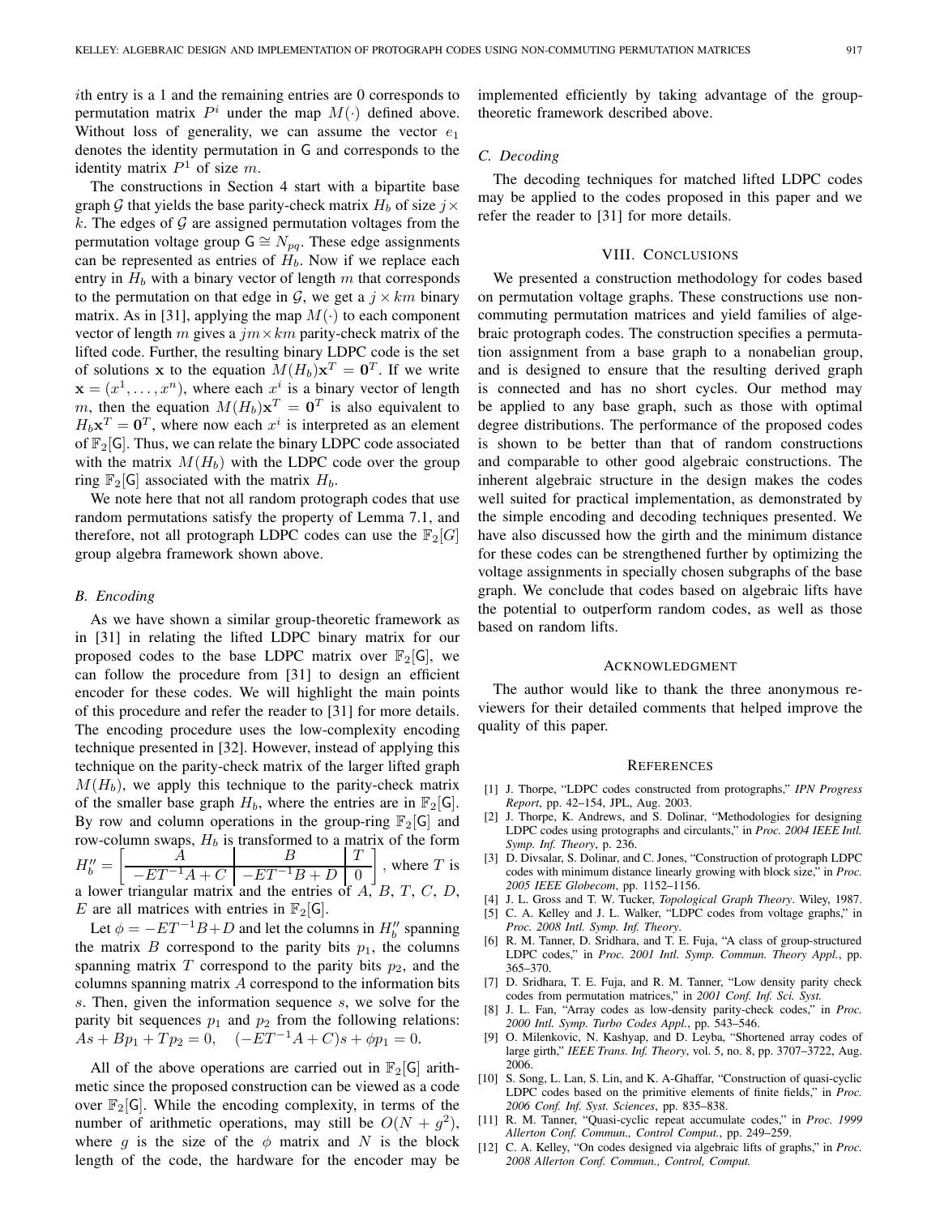$i$th entry is a 1 and the remaining entries are 0 corresponds to permutation matrix $P^i$ under the map $M(\cdot)$ defined above. Without loss of generality, we can assume the vector $e_1$ denotes the identity permutation in $\mathsf{G}$ and corresponds to the identity matrix $P^1$ of size $m$.

The constructions in Section 4 start with a bipartite base graph $\mathcal{G}$ that yields the base parity-check matrix $H_b$ of size $j \times k$. The edges of $\mathcal{G}$ are assigned permutation voltages from the permutation voltage group $\mathsf{G} \cong N_{pq}$. These edge assignments can be represented as entries of $H_b$. Now if we replace each entry in $H_b$ with a binary vector of length $m$ that corresponds to the permutation on that edge in $\mathcal{G}$, we get a $j \times km$ binary matrix. As in [31], applying the map $M(\cdot)$ to each component vector of length $m$ gives a $jm \times km$ parity-check matrix of the lifted code. Further, the resulting binary LDPC code is the set of solutions $\mathbf{x}$ to the equation $M(H_b)\mathbf{x}^T = \mathbf{0}^T$. If we write $\mathbf{x} = (x^1, \ldots, x^n)$, where each $x^i$ is a binary vector of length $m$, then the equation $M(H_b)\mathbf{x}^T = \mathbf{0}^T$ is also equivalent to $H_b \mathbf{x}^T = \mathbf{0}^T$, where now each $x^i$ is interpreted as an element of $\mathbb{F}_2[\mathsf{G}]$. Thus, we can relate the binary LDPC code associated with the matrix $M(H_b)$ with the LDPC code over the group ring $\mathbb{F}_2[\mathsf{G}]$ associated with the matrix $H_b$.

We note here that not all random protograph codes that use random permutations satisfy the property of Lemma 7.1, and therefore, not all protograph LDPC codes can use the $\mathbb{F}_2[G]$ group algebra framework shown above.

### B. Encoding

As we have shown a similar group-theoretic framework as in [31] in relating the lifted LDPC binary matrix for our proposed codes to the base LDPC matrix over $\mathbb{F}_2[\mathsf{G}]$, we can follow the procedure from [31] to design an efficient encoder for these codes. We will highlight the main points of this procedure and refer the reader to [31] for more details. The encoding procedure uses the low-complexity encoding technique presented in [32]. However, instead of applying this technique on the parity-check matrix of the larger lifted graph $M(H_b)$, we apply this technique to the parity-check matrix of the smaller base graph $H_b$, where the entries are in $\mathbb{F}_2[\mathsf{G}]$. By row and column operations in the group-ring $\mathbb{F}_2[\mathsf{G}]$ and row-column swaps, $H_b$ is transformed to a matrix of the form $H_b'' = \left[\begin{array}{c|c|c} A & B & T \\ \hline -ET^{-1}A + C & -ET^{-1}B + D & 0 \end{array}\right]$, where $T$ is a lower triangular matrix and the entries of $A$, $B$, $T$, $C$, $D$, $E$ are all matrices with entries in $\mathbb{F}_2[\mathsf{G}]$.

Let $\phi = -ET^{-1}B + D$ and let the columns in $H_b''$ spanning the matrix $B$ correspond to the parity bits $p_1$, the columns spanning matrix $T$ correspond to the parity bits $p_2$, and the columns spanning matrix $A$ correspond to the information bits $s$. Then, given the information sequence $s$, we solve for the parity bit sequences $p_1$ and $p_2$ from the following relations: $As + Bp_1 + Tp_2 = 0, \quad (-ET^{-1}A + C)s + \phi p_1 = 0.$

All of the above operations are carried out in $\mathbb{F}_2[\mathsf{G}]$ arithmetic since the proposed construction can be viewed as a code over $\mathbb{F}_2[\mathsf{G}]$. While the encoding complexity, in terms of the number of arithmetic operations, may still be $O(N + g^2)$, where $g$ is the size of the $\phi$ matrix and $N$ is the block length of the code, the hardware for the encoder may be implemented efficiently by taking advantage of the group-theoretic framework described above.

### C. Decoding

The decoding techniques for matched lifted LDPC codes may be applied to the codes proposed in this paper and we refer the reader to [31] for more details.

## VIII. Conclusions

We presented a construction methodology for codes based on permutation voltage graphs. These constructions use non-commuting permutation matrices and yield families of algebraic protograph codes. The construction specifies a permutation assignment from a base graph to a nonabelian group, and is designed to ensure that the resulting derived graph is connected and has no short cycles. Our method may be applied to any base graph, such as those with optimal degree distributions. The performance of the proposed codes is shown to be better than that of random constructions and comparable to other good algebraic constructions. The inherent algebraic structure in the design makes the codes well suited for practical implementation, as demonstrated by the simple encoding and decoding techniques presented. We have also discussed how the girth and the minimum distance for these codes can be strengthened further by optimizing the voltage assignments in specially chosen subgraphs of the base graph. We conclude that codes based on algebraic lifts have the potential to outperform random codes, as well as those based on random lifts.

## Acknowledgment

The author would like to thank the three anonymous reviewers for their detailed comments that helped improve the quality of this paper.

## References

[1] J. Thorpe, "LDPC codes constructed from protographs," *IPN Progress Report*, pp. 42–154, JPL, Aug. 2003.

[2] J. Thorpe, K. Andrews, and S. Dolinar, "Methodologies for designing LDPC codes using protographs and circulants," in *Proc. 2004 IEEE Intl. Symp. Inf. Theory*, p. 236.

[3] D. Divsalar, S. Dolinar, and C. Jones, "Construction of protograph LDPC codes with minimum distance linearly growing with block size," in *Proc. 2005 IEEE Globecom*, pp. 1152–1156.

[4] J. L. Gross and T. W. Tucker, *Topological Graph Theory*. Wiley, 1987.

[5] C. A. Kelley and J. L. Walker, "LDPC codes from voltage graphs," in *Proc. 2008 Intl. Symp. Inf. Theory*.

[6] R. M. Tanner, D. Sridhara, and T. E. Fuja, "A class of group-structured LDPC codes," in *Proc. 2001 Intl. Symp. Commun. Theory Appl.*, pp. 365–370.

[7] D. Sridhara, T. E. Fuja, and R. M. Tanner, "Low density parity check codes from permutation matrices," in *2001 Conf. Inf. Sci. Syst.*

[8] J. L. Fan, "Array codes as low-density parity-check codes," in *Proc. 2000 Intl. Symp. Turbo Codes Appl.*, pp. 543–546.

[9] O. Milenkovic, N. Kashyap, and D. Leyba, "Shortened array codes of large girth," *IEEE Trans. Inf. Theory*, vol. 5, no. 8, pp. 3707–3722, Aug. 2006.

[10] S. Song, L. Lan, S. Lin, and K. A-Ghaffar, "Construction of quasi-cyclic LDPC codes based on the primitive elements of finite fields," in *Proc. 2006 Conf. Inf. Syst. Sciences*, pp. 835–838.

[11] R. M. Tanner, "Quasi-cyclic repeat accumulate codes," in *Proc. 1999 Allerton Conf. Commun., Control Comput.*, pp. 249–259.

[12] C. A. Kelley, "On codes designed via algebraic lifts of graphs," in *Proc. 2008 Allerton Conf. Commun., Control, Comput.*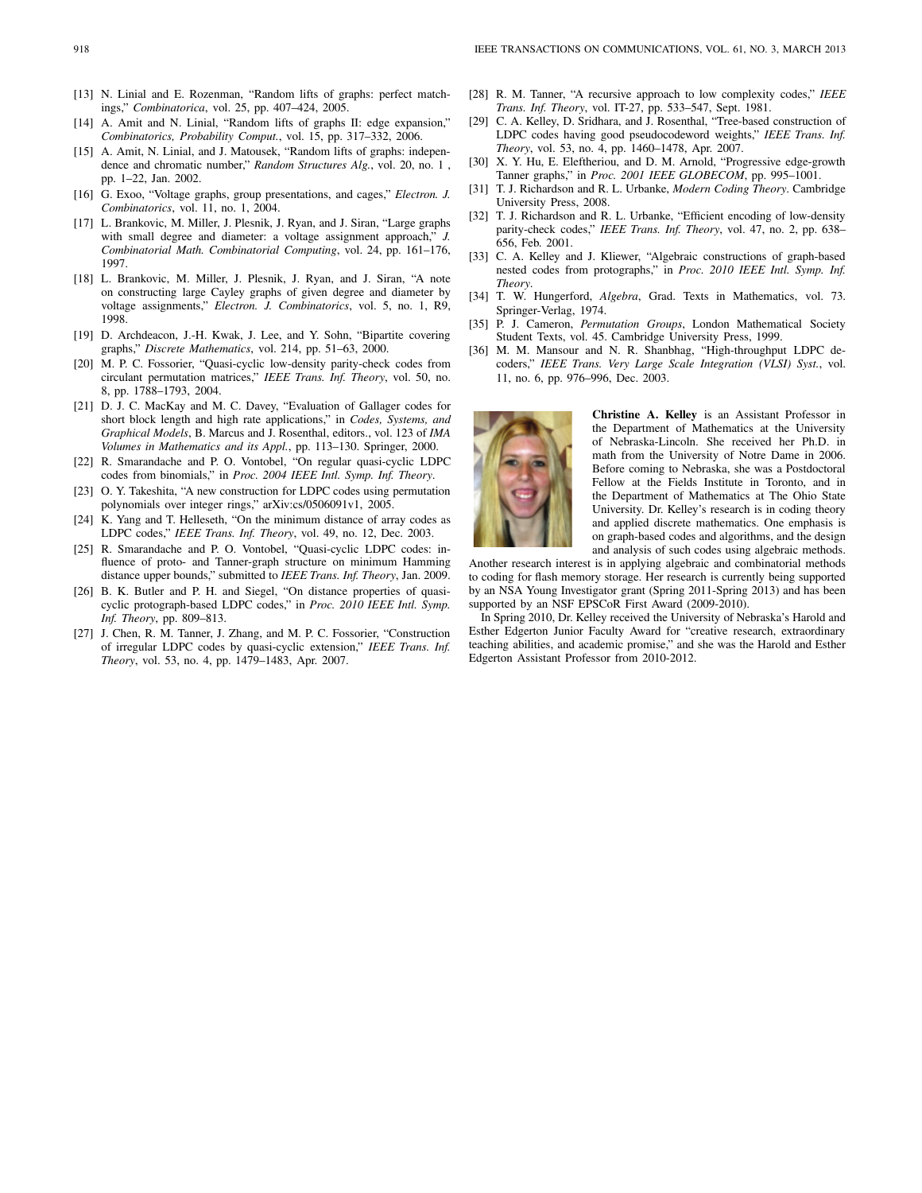[13] N. Linial and E. Rozenman, "Random lifts of graphs: perfect matchings," *Combinatorica*, vol. 25, pp. 407–424, 2005.

[14] A. Amit and N. Linial, "Random lifts of graphs II: edge expansion," *Combinatorics, Probability Comput.*, vol. 15, pp. 317–332, 2006.

[15] A. Amit, N. Linial, and J. Matousek, "Random lifts of graphs: independence and chromatic number," *Random Structures Alg.*, vol. 20, no. 1 , pp. 1–22, Jan. 2002.

[16] G. Exoo, "Voltage graphs, group presentations, and cages," *Electron. J. Combinatorics*, vol. 11, no. 1, 2004.

[17] L. Brankovic, M. Miller, J. Plesnik, J. Ryan, and J. Siran, "Large graphs with small degree and diameter: a voltage assignment approach," *J. Combinatorial Math. Combinatorial Computing*, vol. 24, pp. 161–176, 1997.

[18] L. Brankovic, M. Miller, J. Plesnik, J. Ryan, and J. Siran, "A note on constructing large Cayley graphs of given degree and diameter by voltage assignments," *Electron. J. Combinatorics*, vol. 5, no. 1, R9, 1998.

[19] D. Archdeacon, J.-H. Kwak, J. Lee, and Y. Sohn, "Bipartite covering graphs," *Discrete Mathematics*, vol. 214, pp. 51–63, 2000.

[20] M. P. C. Fossorier, "Quasi-cyclic low-density parity-check codes from circulant permutation matrices," *IEEE Trans. Inf. Theory*, vol. 50, no. 8, pp. 1788–1793, 2004.

[21] D. J. C. MacKay and M. C. Davey, "Evaluation of Gallager codes for short block length and high rate applications," in *Codes, Systems, and Graphical Models*, B. Marcus and J. Rosenthal, editors., vol. 123 of *IMA Volumes in Mathematics and its Appl.*, pp. 113–130. Springer, 2000.

[22] R. Smarandache and P. O. Vontobel, "On regular quasi-cyclic LDPC codes from binomials," in *Proc. 2004 IEEE Intl. Symp. Inf. Theory*.

[23] O. Y. Takeshita, "A new construction for LDPC codes using permutation polynomials over integer rings," arXiv:cs/0506091v1, 2005.

[24] K. Yang and T. Helleseth, "On the minimum distance of array codes as LDPC codes," *IEEE Trans. Inf. Theory*, vol. 49, no. 12, Dec. 2003.

[25] R. Smarandache and P. O. Vontobel, "Quasi-cyclic LDPC codes: influence of proto- and Tanner-graph structure on minimum Hamming distance upper bounds," submitted to *IEEE Trans. Inf. Theory*, Jan. 2009.

[26] B. K. Butler and P. H. and Siegel, "On distance properties of quasi-cyclic protograph-based LDPC codes," in *Proc. 2010 IEEE Intl. Symp. Inf. Theory*, pp. 809–813.

[27] J. Chen, R. M. Tanner, J. Zhang, and M. P. C. Fossorier, "Construction of irregular LDPC codes by quasi-cyclic extension," *IEEE Trans. Inf. Theory*, vol. 53, no. 4, pp. 1479–1483, Apr. 2007.

[28] R. M. Tanner, "A recursive approach to low complexity codes," *IEEE Trans. Inf. Theory*, vol. IT-27, pp. 533–547, Sept. 1981.

[29] C. A. Kelley, D. Sridhara, and J. Rosenthal, "Tree-based construction of LDPC codes having good pseudocodeword weights," *IEEE Trans. Inf. Theory*, vol. 53, no. 4, pp. 1460–1478, Apr. 2007.

[30] X. Y. Hu, E. Eleftheriou, and D. M. Arnold, "Progressive edge-growth Tanner graphs," in *Proc. 2001 IEEE GLOBECOM*, pp. 995–1001.

[31] T. J. Richardson and R. L. Urbanke, *Modern Coding Theory*. Cambridge University Press, 2008.

[32] T. J. Richardson and R. L. Urbanke, "Efficient encoding of low-density parity-check codes," *IEEE Trans. Inf. Theory*, vol. 47, no. 2, pp. 638–656, Feb. 2001.

[33] C. A. Kelley and J. Kliewer, "Algebraic constructions of graph-based nested codes from protographs," in *Proc. 2010 IEEE Intl. Symp. Inf. Theory*.

[34] T. W. Hungerford, *Algebra*, Grad. Texts in Mathematics, vol. 73. Springer-Verlag, 1974.

[35] P. J. Cameron, *Permutation Groups*, London Mathematical Society Student Texts, vol. 45. Cambridge University Press, 1999.

[36] M. M. Mansour and N. R. Shanbhag, "High-throughput LDPC decoders," *IEEE Trans. Very Large Scale Integration (VLSI) Syst.*, vol. 11, no. 6, pp. 976–996, Dec. 2003.

**Christine A. Kelley** is an Assistant Professor in the Department of Mathematics at the University of Nebraska-Lincoln. She received her Ph.D. in math from the University of Notre Dame in 2006. Before coming to Nebraska, she was a Postdoctoral Fellow at the Fields Institute in Toronto, and in the Department of Mathematics at The Ohio State University. Dr. Kelley's research is in coding theory and applied discrete mathematics. One emphasis is on graph-based codes and algorithms, and the design and analysis of such codes using algebraic methods. Another research interest is in applying algebraic and combinatorial methods to coding for flash memory storage. Her research is currently being supported by an NSA Young Investigator grant (Spring 2011-Spring 2013) and has been supported by an NSF EPSCoR First Award (2009-2010).

In Spring 2010, Dr. Kelley received the University of Nebraska's Harold and Esther Edgerton Junior Faculty Award for "creative research, extraordinary teaching abilities, and academic promise," and she was the Harold and Esther Edgerton Assistant Professor from 2010-2012.